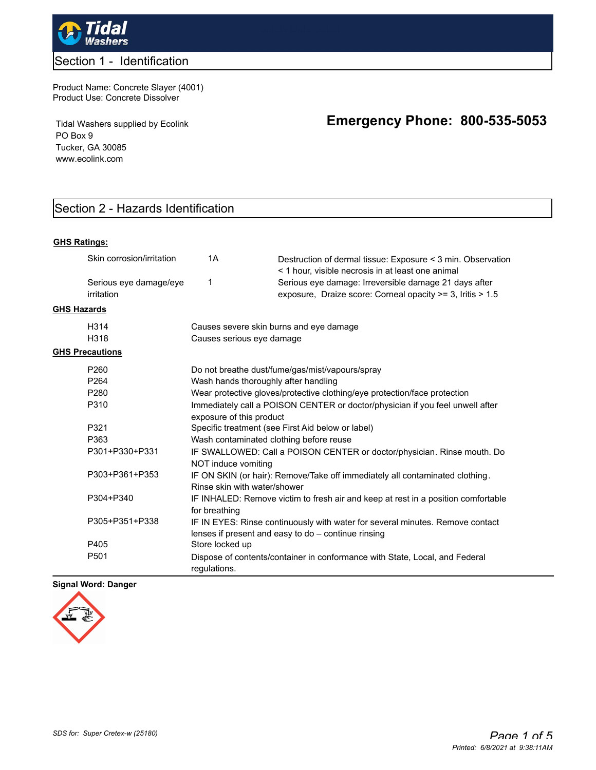## Section 1 - Identification

Product Name: Concrete Slayer (4001)
Product Use: Concrete Dissolver

Tidal Washers supplied by Ecolink
PO Box 9
Tucker, GA 30085
www.ecolink.com

**Emergency Phone: 800-535-5053**

## Section 2 - Hazards Identification

**GHS Ratings:**

| | | |
|---|---|---|
| Skin corrosion/irritation | 1A | Destruction of dermal tissue: Exposure < 3 min. Observation < 1 hour, visible necrosis in at least one animal |
| Serious eye damage/eye irritation | 1 | Serious eye damage: Irreversible damage 21 days after exposure, Draize score: Corneal opacity >= 3, Iritis > 1.5 |

**GHS Hazards**

| | |
|---|---|
| H314 | Causes severe skin burns and eye damage |
| H318 | Causes serious eye damage |

**GHS Precautions**

| | |
|---|---|
| P260 | Do not breathe dust/fume/gas/mist/vapours/spray |
| P264 | Wash hands thoroughly after handling |
| P280 | Wear protective gloves/protective clothing/eye protection/face protection |
| P310 | Immediately call a POISON CENTER or doctor/physician if you feel unwell after exposure of this product |
| P321 | Specific treatment (see First Aid below or label) |
| P363 | Wash contaminated clothing before reuse |
| P301+P330+P331 | IF SWALLOWED: Call a POISON CENTER or doctor/physician. Rinse mouth. Do NOT induce vomiting |
| P303+P361+P353 | IF ON SKIN (or hair): Remove/Take off immediately all contaminated clothing. Rinse skin with water/shower |
| P304+P340 | IF INHALED: Remove victim to fresh air and keep at rest in a position comfortable for breathing |
| P305+P351+P338 | IF IN EYES: Rinse continuously with water for several minutes. Remove contact lenses if present and easy to do – continue rinsing |
| P405 | Store locked up |
| P501 | Dispose of contents/container in conformance with State, Local, and Federal regulations. |

**Signal Word: Danger**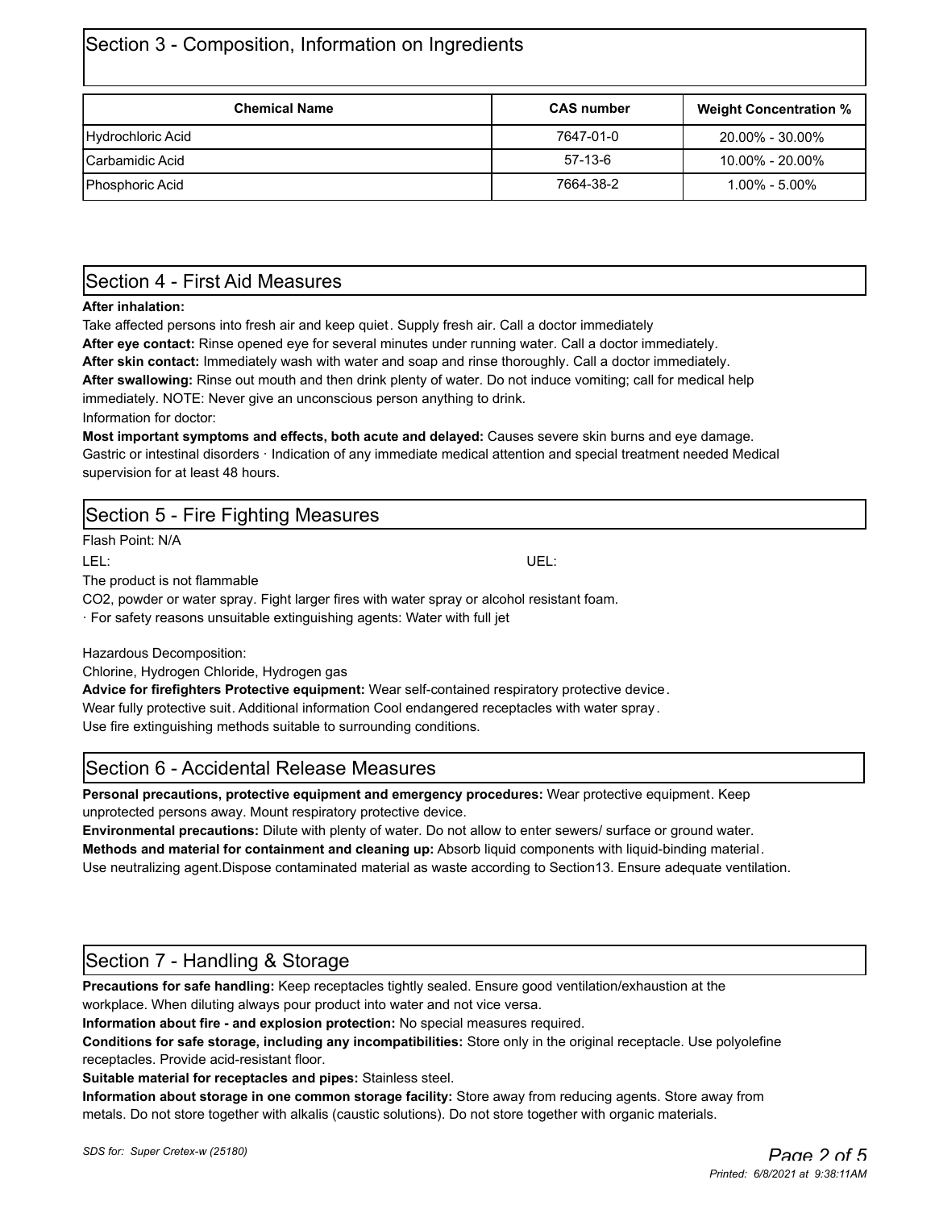## Section 3 - Composition, Information on Ingredients

| Chemical Name | CAS number | Weight Concentration % |
|---|---|---|
| Hydrochloric Acid | 7647-01-0 | 20.00% - 30.00% |
| Carbamidic Acid | 57-13-6 | 10.00% - 20.00% |
| Phosphoric Acid | 7664-38-2 | 1.00% - 5.00% |

## Section 4 - First Aid Measures

**After inhalation:**

Take affected persons into fresh air and keep quiet. Supply fresh air. Call a doctor immediately

**After eye contact:** Rinse opened eye for several minutes under running water. Call a doctor immediately.

**After skin contact:** Immediately wash with water and soap and rinse thoroughly. Call a doctor immediately.

**After swallowing:** Rinse out mouth and then drink plenty of water. Do not induce vomiting; call for medical help immediately. NOTE: Never give an unconscious person anything to drink.

Information for doctor:

**Most important symptoms and effects, both acute and delayed:** Causes severe skin burns and eye damage. Gastric or intestinal disorders · Indication of any immediate medical attention and special treatment needed Medical supervision for at least 48 hours.

## Section 5 - Fire Fighting Measures

Flash Point: N/A

LEL: UEL:

The product is not flammable

CO2, powder or water spray. Fight larger fires with water spray or alcohol resistant foam.

· For safety reasons unsuitable extinguishing agents: Water with full jet

Hazardous Decomposition:

Chlorine, Hydrogen Chloride, Hydrogen gas

**Advice for firefighters Protective equipment:** Wear self-contained respiratory protective device.

Wear fully protective suit. Additional information Cool endangered receptacles with water spray.

Use fire extinguishing methods suitable to surrounding conditions.

## Section 6 - Accidental Release Measures

**Personal precautions, protective equipment and emergency procedures:** Wear protective equipment. Keep unprotected persons away. Mount respiratory protective device.

**Environmental precautions:** Dilute with plenty of water. Do not allow to enter sewers/ surface or ground water.

**Methods and material for containment and cleaning up:** Absorb liquid components with liquid-binding material. Use neutralizing agent.Dispose contaminated material as waste according to Section13. Ensure adequate ventilation.

## Section 7 - Handling & Storage

**Precautions for safe handling:** Keep receptacles tightly sealed. Ensure good ventilation/exhaustion at the workplace. When diluting always pour product into water and not vice versa.

**Information about fire - and explosion protection:** No special measures required.

**Conditions for safe storage, including any incompatibilities:** Store only in the original receptacle. Use polyolefine receptacles. Provide acid-resistant floor.

**Suitable material for receptacles and pipes:** Stainless steel.

**Information about storage in one common storage facility:** Store away from reducing agents. Store away from metals. Do not store together with alkalis (caustic solutions). Do not store together with organic materials.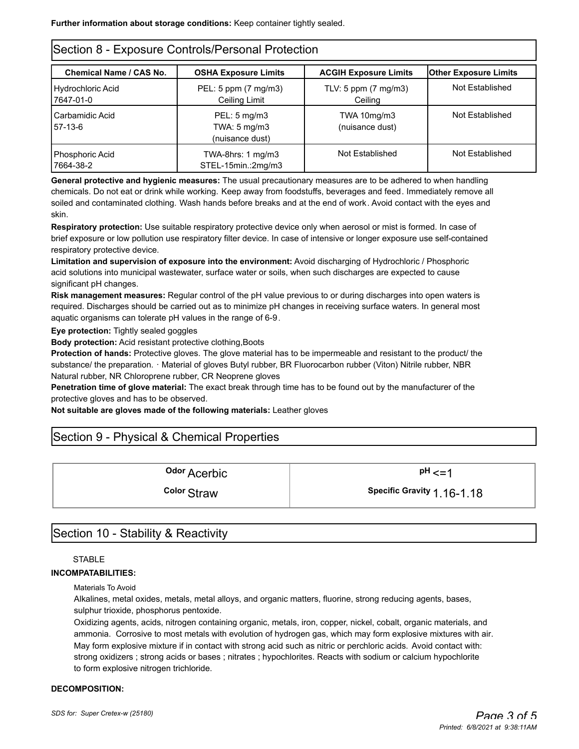**Further information about storage conditions:** Keep container tightly sealed.

## Section 8 - Exposure Controls/Personal Protection

| Chemical Name / CAS No. | OSHA Exposure Limits | ACGIH Exposure Limits | Other Exposure Limits |
|---|---|---|---|
| Hydrochloric Acid<br>7647-01-0 | PEL: 5 ppm (7 mg/m3)<br>Ceiling Limit | TLV: 5 ppm (7 mg/m3)<br>Ceiling | Not Established |
| Carbamidic Acid<br>57-13-6 | PEL: 5 mg/m3<br>TWA: 5 mg/m3<br>(nuisance dust) | TWA 10mg/m3<br>(nuisance dust) | Not Established |
| Phosphoric Acid<br>7664-38-2 | TWA-8hrs: 1 mg/m3<br>STEL-15min.:2mg/m3 | Not Established | Not Established |

**General protective and hygienic measures:** The usual precautionary measures are to be adhered to when handling chemicals. Do not eat or drink while working. Keep away from foodstuffs, beverages and feed. Immediately remove all soiled and contaminated clothing. Wash hands before breaks and at the end of work. Avoid contact with the eyes and skin.

**Respiratory protection:** Use suitable respiratory protective device only when aerosol or mist is formed. In case of brief exposure or low pollution use respiratory filter device. In case of intensive or longer exposure use self-contained respiratory protective device.

**Limitation and supervision of exposure into the environment:** Avoid discharging of Hydrochloric / Phosphoric acid solutions into municipal wastewater, surface water or soils, when such discharges are expected to cause significant pH changes.

**Risk management measures:** Regular control of the pH value previous to or during discharges into open waters is required. Discharges should be carried out as to minimize pH changes in receiving surface waters. In general most aquatic organisms can tolerate pH values in the range of 6-9.

**Eye protection:** Tightly sealed goggles

**Body protection:** Acid resistant protective clothing,Boots

**Protection of hands:** Protective gloves. The glove material has to be impermeable and resistant to the product/ the substance/ the preparation. · Material of gloves Butyl rubber, BR Fluorocarbon rubber (Viton) Nitrile rubber, NBR Natural rubber, NR Chloroprene rubber, CR Neoprene gloves

**Penetration time of glove material:** The exact break through time has to be found out by the manufacturer of the protective gloves and has to be observed.

**Not suitable are gloves made of the following materials:** Leather gloves

## Section 9 - Physical & Chemical Properties

| | |
|---|---|
| **Odor** Acerbic | **pH** <=1 |
| **Color** Straw | **Specific Gravity** 1.16-1.18 |

## Section 10 - Stability & Reactivity

STABLE

**INCOMPATABILITIES:**

Materials To Avoid

Alkalines, metal oxides, metals, metal alloys, and organic matters, fluorine, strong reducing agents, bases, sulphur trioxide, phosphorus pentoxide.

Oxidizing agents, acids, nitrogen containing organic, metals, iron, copper, nickel, cobalt, organic materials, and ammonia. Corrosive to most metals with evolution of hydrogen gas, which may form explosive mixtures with air. May form explosive mixture if in contact with strong acid such as nitric or perchloric acids. Avoid contact with: strong oxidizers ; strong acids or bases ; nitrates ; hypochlorites. Reacts with sodium or calcium hypochlorite to form explosive nitrogen trichloride.

**DECOMPOSITION:**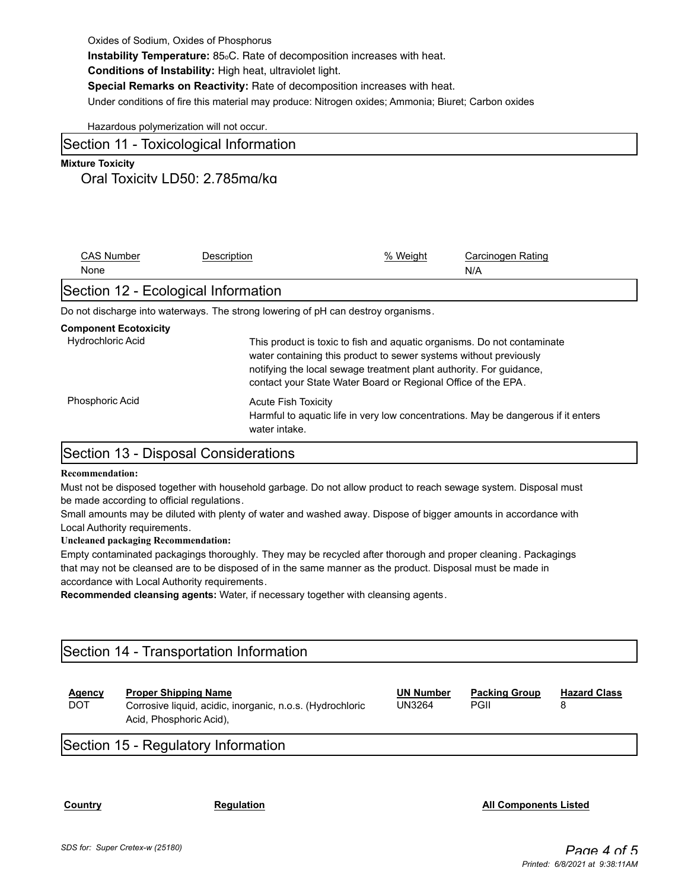Oxides of Sodium, Oxides of Phosphorus

**Instability Temperature:** 85oC. Rate of decomposition increases with heat.

**Conditions of Instability:** High heat, ultraviolet light.

**Special Remarks on Reactivity:** Rate of decomposition increases with heat.

Under conditions of fire this material may produce: Nitrogen oxides; Ammonia; Biuret; Carbon oxides

Hazardous polymerization will not occur.

## Section 11 - Toxicological Information

**Mixture Toxicity**

Oral Toxicity LD50: 2,785mg/kg

| CAS Number | Description | % Weight | Carcinogen Rating |
| --- | --- | --- | --- |
| None | | | N/A |

## Section 12 - Ecological Information

Do not discharge into waterways. The strong lowering of pH can destroy organisms.

**Component Ecotoxicity**

| | |
| --- | --- |
| Hydrochloric Acid | This product is toxic to fish and aquatic organisms. Do not contaminate water containing this product to sewer systems without previously notifying the local sewage treatment plant authority. For guidance, contact your State Water Board or Regional Office of the EPA. |
| Phosphoric Acid | Acute Fish Toxicity<br>Harmful to aquatic life in very low concentrations. May be dangerous if it enters water intake. |

## Section 13 - Disposal Considerations

**Recommendation:**

Must not be disposed together with household garbage. Do not allow product to reach sewage system. Disposal must be made according to official regulations.

Small amounts may be diluted with plenty of water and washed away. Dispose of bigger amounts in accordance with Local Authority requirements.

**Uncleaned packaging Recommendation:**

Empty contaminated packagings thoroughly. They may be recycled after thorough and proper cleaning. Packagings that may not be cleansed are to be disposed of in the same manner as the product. Disposal must be made in accordance with Local Authority requirements.

**Recommended cleansing agents:** Water, if necessary together with cleansing agents.

## Section 14 - Transportation Information

| Agency | Proper Shipping Name | UN Number | Packing Group | Hazard Class |
| --- | --- | --- | --- | --- |
| DOT | Corrosive liquid, acidic, inorganic, n.o.s. (Hydrochloric Acid, Phosphoric Acid), | UN3264 | PGII | 8 |

## Section 15 - Regulatory Information

| Country | Regulation | All Components Listed |
| --- | --- | --- |

SDS for: Super Cretex-w (25180)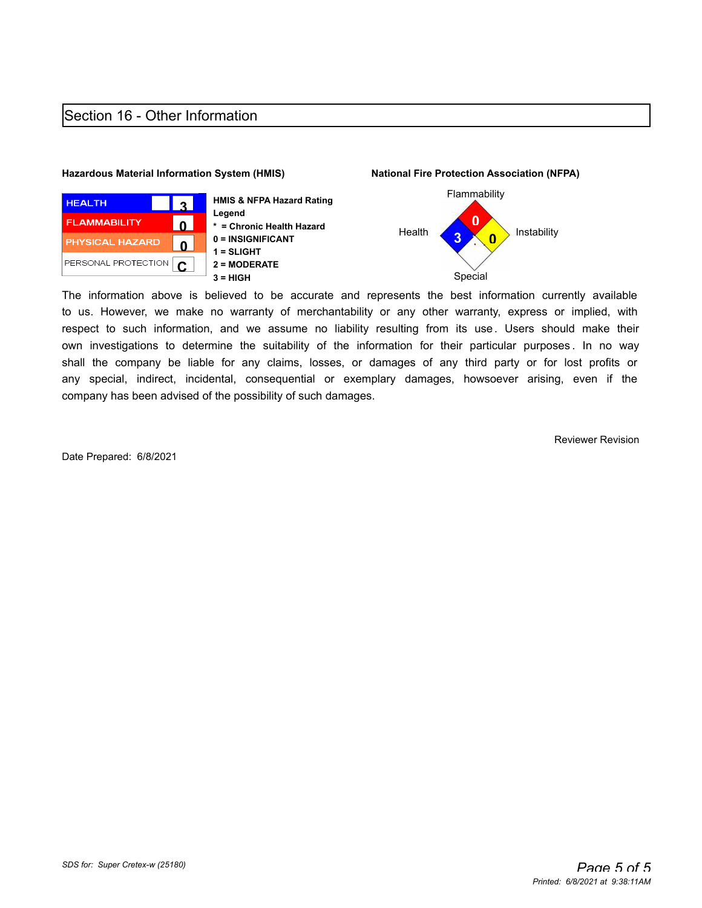## Section 16 - Other Information

**Hazardous Material Information System (HMIS)**

| | |
|---|---|
| HEALTH | 3 |
| FLAMMABILITY | 0 |
| PHYSICAL HAZARD | 0 |
| PERSONAL PROTECTION | C |

**HMIS & NFPA Hazard Rating Legend**
**\* = Chronic Health Hazard**
**0 = INSIGNIFICANT**
**1 = SLIGHT**
**2 = MODERATE**
**3 = HIGH**

**National Fire Protection Association (NFPA)**

Flammability
0
Health
3
Instability
0
Special

The information above is believed to be accurate and represents the best information currently available to us. However, we make no warranty of merchantability or any other warranty, express or implied, with respect to such information, and we assume no liability resulting from its use. Users should make their own investigations to determine the suitability of the information for their particular purposes. In no way shall the company be liable for any claims, losses, or damages of any third party or for lost profits or any special, indirect, incidental, consequential or exemplary damages, howsoever arising, even if the company has been advised of the possibility of such damages.

Reviewer Revision

Date Prepared: 6/8/2021

*SDS for: Super Cretex-w (25180)*

*Printed: 6/8/2021 at 9:38:11AM*